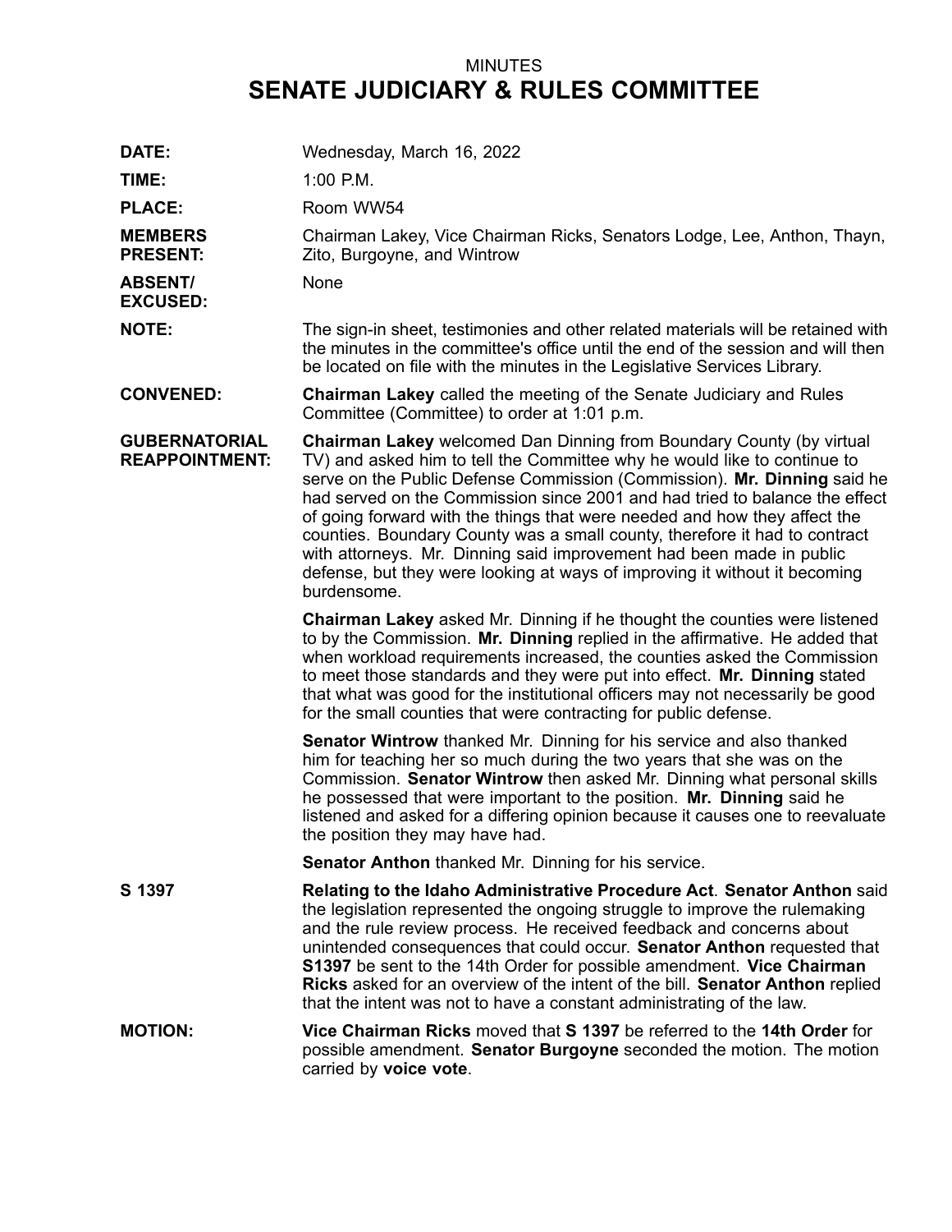MINUTES

# SENATE JUDICIARY & RULES COMMITTEE

**DATE:** Wednesday, March 16, 2022

**TIME:** 1:00 P.M.

**PLACE:** Room WW54

**MEMBERS PRESENT:** Chairman Lakey, Vice Chairman Ricks, Senators Lodge, Lee, Anthon, Thayn, Zito, Burgoyne, and Wintrow

**ABSENT/ EXCUSED:** None

**NOTE:** The sign-in sheet, testimonies and other related materials will be retained with the minutes in the committee's office until the end of the session and will then be located on file with the minutes in the Legislative Services Library.

**CONVENED:** **Chairman Lakey** called the meeting of the Senate Judiciary and Rules Committee (Committee) to order at 1:01 p.m.

**GUBERNATORIAL REAPPOINTMENT:** **Chairman Lakey** welcomed Dan Dinning from Boundary County (by virtual TV) and asked him to tell the Committee why he would like to continue to serve on the Public Defense Commission (Commission). **Mr. Dinning** said he had served on the Commission since 2001 and had tried to balance the effect of going forward with the things that were needed and how they affect the counties. Boundary County was a small county, therefore it had to contract with attorneys. Mr. Dinning said improvement had been made in public defense, but they were looking at ways of improving it without it becoming burdensome.

**Chairman Lakey** asked Mr. Dinning if he thought the counties were listened to by the Commission. **Mr. Dinning** replied in the affirmative. He added that when workload requirements increased, the counties asked the Commission to meet those standards and they were put into effect. **Mr. Dinning** stated that what was good for the institutional officers may not necessarily be good for the small counties that were contracting for public defense.

**Senator Wintrow** thanked Mr. Dinning for his service and also thanked him for teaching her so much during the two years that she was on the Commission. **Senator Wintrow** then asked Mr. Dinning what personal skills he possessed that were important to the position. **Mr. Dinning** said he listened and asked for a differing opinion because it causes one to reevaluate the position they may have had.

**Senator Anthon** thanked Mr. Dinning for his service.

**S 1397** **Relating to the Idaho Administrative Procedure Act**. **Senator Anthon** said the legislation represented the ongoing struggle to improve the rulemaking and the rule review process. He received feedback and concerns about unintended consequences that could occur. **Senator Anthon** requested that **S1397** be sent to the 14th Order for possible amendment. **Vice Chairman Ricks** asked for an overview of the intent of the bill. **Senator Anthon** replied that the intent was not to have a constant administrating of the law.

**MOTION:** **Vice Chairman Ricks** moved that **S 1397** be referred to the **14th Order** for possible amendment. **Senator Burgoyne** seconded the motion. The motion carried by **voice vote**.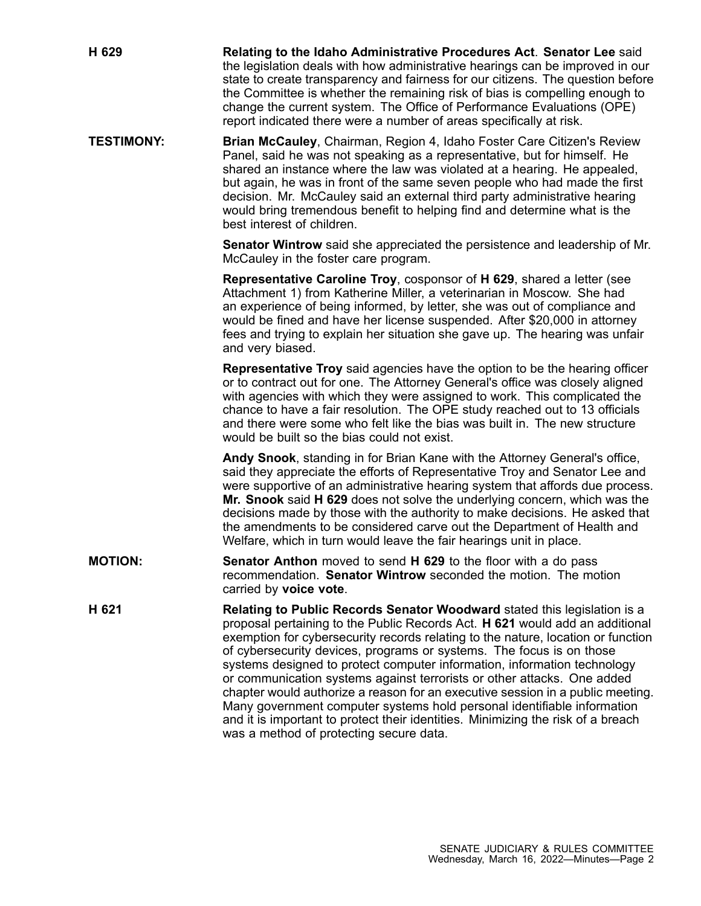**H 629** **Relating to the Idaho Administrative Procedures Act**. **Senator Lee** said the legislation deals with how administrative hearings can be improved in our state to create transparency and fairness for our citizens. The question before the Committee is whether the remaining risk of bias is compelling enough to change the current system. The Office of Performance Evaluations (OPE) report indicated there were a number of areas specifically at risk.

**TESTIMONY:** **Brian McCauley**, Chairman, Region 4, Idaho Foster Care Citizen's Review Panel, said he was not speaking as a representative, but for himself. He shared an instance where the law was violated at a hearing. He appealed, but again, he was in front of the same seven people who had made the first decision. Mr. McCauley said an external third party administrative hearing would bring tremendous benefit to helping find and determine what is the best interest of children.

**Senator Wintrow** said she appreciated the persistence and leadership of Mr. McCauley in the foster care program.

**Representative Caroline Troy**, cosponsor of **H 629**, shared a letter (see Attachment 1) from Katherine Miller, a veterinarian in Moscow. She had an experience of being informed, by letter, she was out of compliance and would be fined and have her license suspended. After $20,000 in attorney fees and trying to explain her situation she gave up. The hearing was unfair and very biased.

**Representative Troy** said agencies have the option to be the hearing officer or to contract out for one. The Attorney General's office was closely aligned with agencies with which they were assigned to work. This complicated the chance to have a fair resolution. The OPE study reached out to 13 officials and there were some who felt like the bias was built in. The new structure would be built so the bias could not exist.

**Andy Snook**, standing in for Brian Kane with the Attorney General's office, said they appreciate the efforts of Representative Troy and Senator Lee and were supportive of an administrative hearing system that affords due process. **Mr. Snook** said **H 629** does not solve the underlying concern, which was the decisions made by those with the authority to make decisions. He asked that the amendments to be considered carve out the Department of Health and Welfare, which in turn would leave the fair hearings unit in place.

**MOTION:** **Senator Anthon** moved to send **H 629** to the floor with a do pass recommendation. **Senator Wintrow** seconded the motion. The motion carried by **voice vote**.

**H 621** **Relating to Public Records Senator Woodward** stated this legislation is a proposal pertaining to the Public Records Act. **H 621** would add an additional exemption for cybersecurity records relating to the nature, location or function of cybersecurity devices, programs or systems. The focus is on those systems designed to protect computer information, information technology or communication systems against terrorists or other attacks. One added chapter would authorize a reason for an executive session in a public meeting. Many government computer systems hold personal identifiable information and it is important to protect their identities. Minimizing the risk of a breach was a method of protecting secure data.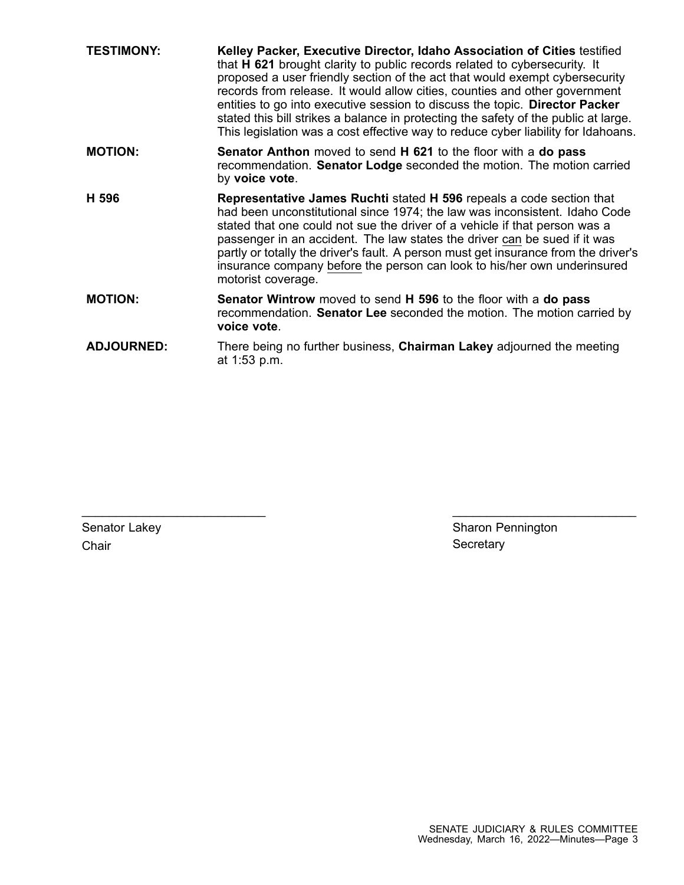**TESTIMONY:** **Kelley Packer, Executive Director, Idaho Association of Cities** testified that **H 621** brought clarity to public records related to cybersecurity. It proposed a user friendly section of the act that would exempt cybersecurity records from release. It would allow cities, counties and other government entities to go into executive session to discuss the topic. **Director Packer** stated this bill strikes a balance in protecting the safety of the public at large. This legislation was a cost effective way to reduce cyber liability for Idahoans.

**MOTION:** **Senator Anthon** moved to send **H 621** to the floor with a **do pass** recommendation. **Senator Lodge** seconded the motion. The motion carried by **voice vote**.

**H 596** **Representative James Ruchti** stated **H 596** repeals a code section that had been unconstitutional since 1974; the law was inconsistent. Idaho Code stated that one could not sue the driver of a vehicle if that person was a passenger in an accident. The law states the driver <u>can</u> be sued if it was partly or totally the driver's fault. A person must get insurance from the driver's insurance company <u>before</u> the person can look to his/her own underinsured motorist coverage.

**MOTION:** **Senator Wintrow** moved to send **H 596** to the floor with a **do pass** recommendation. **Senator Lee** seconded the motion. The motion carried by **voice vote**.

**ADJOURNED:** There being no further business, **Chairman Lakey** adjourned the meeting at 1:53 p.m.

___________________________

Senator Lakey
Chair

___________________________

Sharon Pennington
Secretary